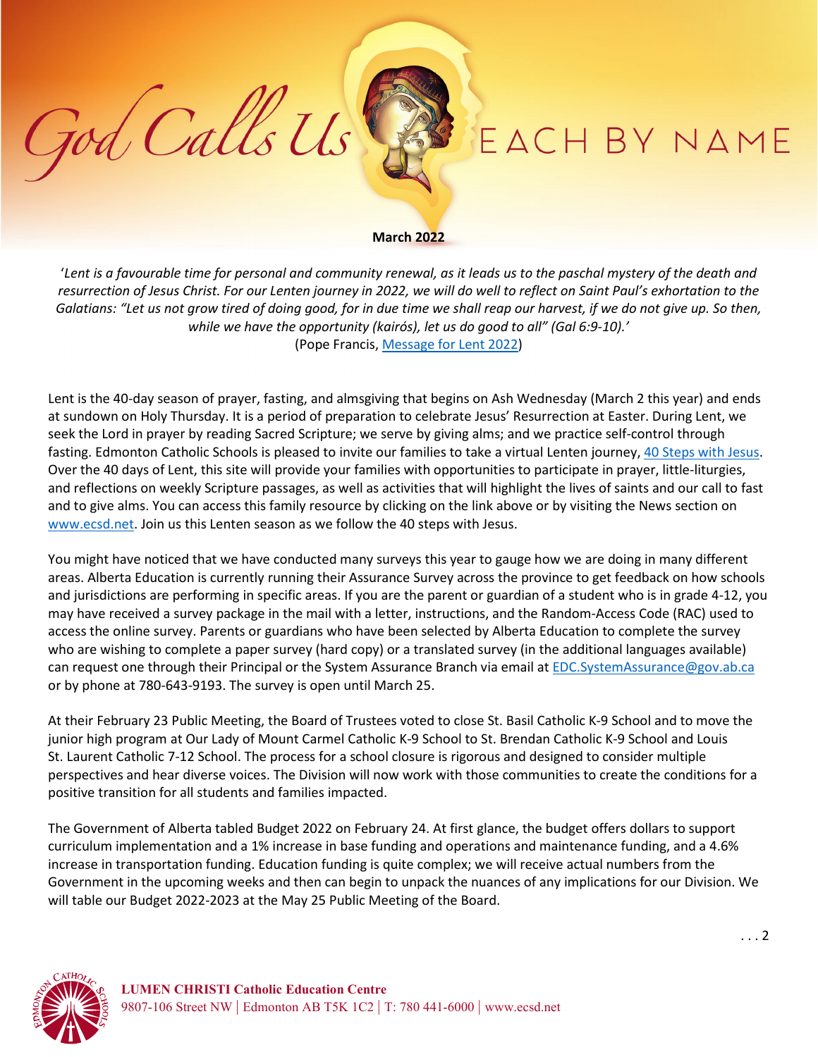# God Calls Us EACH BY NAME

**March 2022**

*'Lent is a favourable time for personal and community renewal, as it leads us to the paschal mystery of the death and resurrection of Jesus Christ. For our Lenten journey in 2022, we will do well to reflect on Saint Paul's exhortation to the Galatians: "Let us not grow tired of doing good, for in due time we shall reap our harvest, if we do not give up. So then, while we have the opportunity (kairós), let us do good to all" (Gal 6:9-10).'*
(Pope Francis, Message for Lent 2022)

Lent is the 40-day season of prayer, fasting, and almsgiving that begins on Ash Wednesday (March 2 this year) and ends at sundown on Holy Thursday. It is a period of preparation to celebrate Jesus' Resurrection at Easter. During Lent, we seek the Lord in prayer by reading Sacred Scripture; we serve by giving alms; and we practice self-control through fasting. Edmonton Catholic Schools is pleased to invite our families to take a virtual Lenten journey, 40 Steps with Jesus. Over the 40 days of Lent, this site will provide your families with opportunities to participate in prayer, little-liturgies, and reflections on weekly Scripture passages, as well as activities that will highlight the lives of saints and our call to fast and to give alms. You can access this family resource by clicking on the link above or by visiting the News section on www.ecsd.net. Join us this Lenten season as we follow the 40 steps with Jesus.

You might have noticed that we have conducted many surveys this year to gauge how we are doing in many different areas. Alberta Education is currently running their Assurance Survey across the province to get feedback on how schools and jurisdictions are performing in specific areas. If you are the parent or guardian of a student who is in grade 4-12, you may have received a survey package in the mail with a letter, instructions, and the Random-Access Code (RAC) used to access the online survey. Parents or guardians who have been selected by Alberta Education to complete the survey who are wishing to complete a paper survey (hard copy) or a translated survey (in the additional languages available) can request one through their Principal or the System Assurance Branch via email at EDC.SystemAssurance@gov.ab.ca or by phone at 780-643-9193. The survey is open until March 25.

At their February 23 Public Meeting, the Board of Trustees voted to close St. Basil Catholic K-9 School and to move the junior high program at Our Lady of Mount Carmel Catholic K-9 School to St. Brendan Catholic K-9 School and Louis St. Laurent Catholic 7-12 School. The process for a school closure is rigorous and designed to consider multiple perspectives and hear diverse voices. The Division will now work with those communities to create the conditions for a positive transition for all students and families impacted.

The Government of Alberta tabled Budget 2022 on February 24. At first glance, the budget offers dollars to support curriculum implementation and a 1% increase in base funding and operations and maintenance funding, and a 4.6% increase in transportation funding. Education funding is quite complex; we will receive actual numbers from the Government in the upcoming weeks and then can begin to unpack the nuances of any implications for our Division. We will table our Budget 2022-2023 at the May 25 Public Meeting of the Board.

. . . 2

**LUMEN CHRISTI Catholic Education Centre**
9807-106 Street NW | Edmonton AB T5K 1C2 | T: 780 441-6000 | www.ecsd.net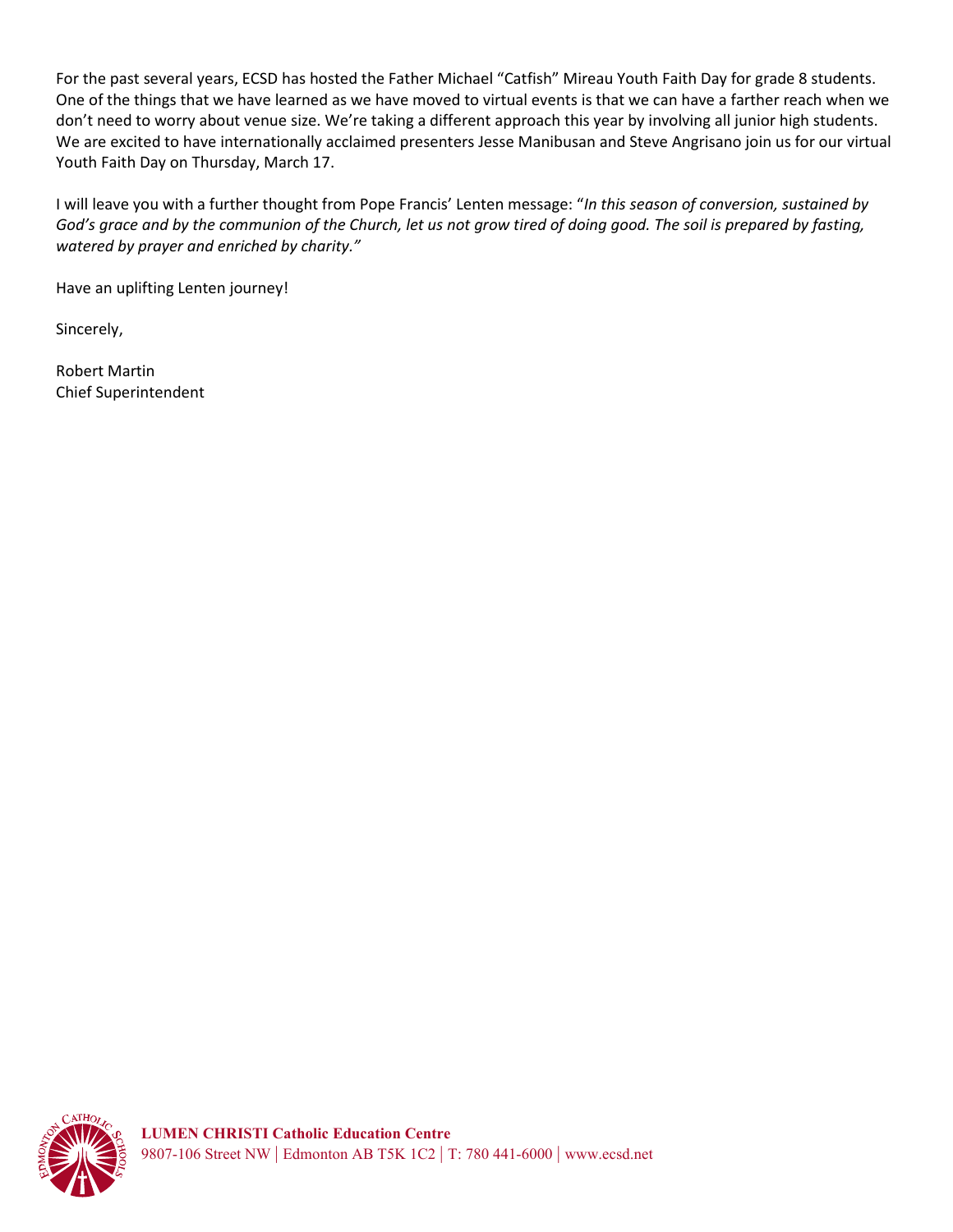For the past several years, ECSD has hosted the Father Michael "Catfish" Mireau Youth Faith Day for grade 8 students. One of the things that we have learned as we have moved to virtual events is that we can have a farther reach when we don't need to worry about venue size. We're taking a different approach this year by involving all junior high students. We are excited to have internationally acclaimed presenters Jesse Manibusan and Steve Angrisano join us for our virtual Youth Faith Day on Thursday, March 17.

I will leave you with a further thought from Pope Francis' Lenten message: "*In this season of conversion, sustained by God's grace and by the communion of the Church, let us not grow tired of doing good. The soil is prepared by fasting, watered by prayer and enriched by charity."*

Have an uplifting Lenten journey!

Sincerely,

Robert Martin
Chief Superintendent

**LUMEN CHRISTI Catholic Education Centre**
9807-106 Street NW | Edmonton AB T5K 1C2 | T: 780 441-6000 | www.ecsd.net